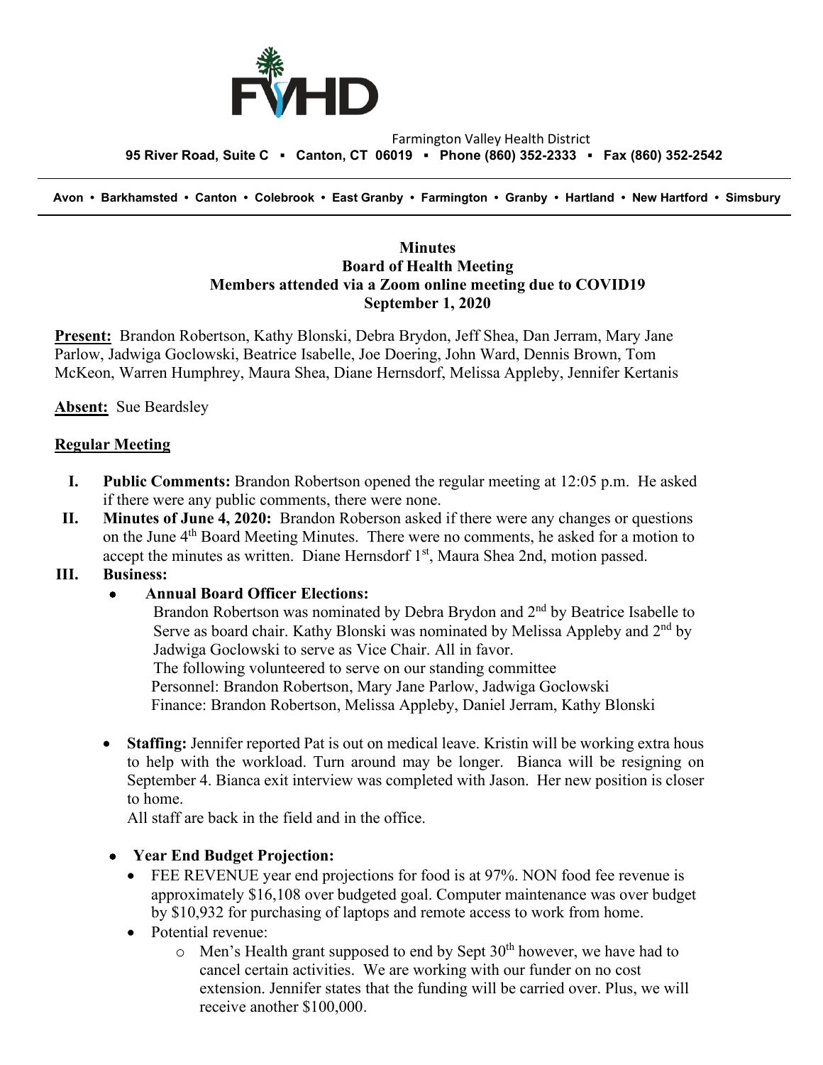Farmington Valley Health District

**95 River Road, Suite C ▪ Canton, CT 06019 ▪ Phone (860) 352-2333 ▪ Fax (860) 352-2542**

**Avon • Barkhamsted • Canton • Colebrook • East Granby • Farmington • Granby • Hartland • New Hartford • Simsbury**

**Minutes**
**Board of Health Meeting**
**Members attended via a Zoom online meeting due to COVID19**
**September 1, 2020**

**Present:** Brandon Robertson, Kathy Blonski, Debra Brydon, Jeff Shea, Dan Jerram, Mary Jane Parlow, Jadwiga Goclowski, Beatrice Isabelle, Joe Doering, John Ward, Dennis Brown, Tom McKeon, Warren Humphrey, Maura Shea, Diane Hernsdorf, Melissa Appleby, Jennifer Kertanis

**Absent:** Sue Beardsley

**Regular Meeting**

I. **Public Comments:** Brandon Robertson opened the regular meeting at 12:05 p.m. He asked if there were any public comments, there were none.

II. **Minutes of June 4, 2020:** Brandon Roberson asked if there were any changes or questions on the June 4th Board Meeting Minutes. There were no comments, he asked for a motion to accept the minutes as written. Diane Hernsdorf 1st, Maura Shea 2nd, motion passed.

III. **Business:**

- **Annual Board Officer Elections:**
  Brandon Robertson was nominated by Debra Brydon and 2nd by Beatrice Isabelle to Serve as board chair. Kathy Blonski was nominated by Melissa Appleby and 2nd by Jadwiga Goclowski to serve as Vice Chair. All in favor.
  The following volunteered to serve on our standing committee
  Personnel: Brandon Robertson, Mary Jane Parlow, Jadwiga Goclowski
  Finance: Brandon Robertson, Melissa Appleby, Daniel Jerram, Kathy Blonski

- **Staffing:** Jennifer reported Pat is out on medical leave. Kristin will be working extra hous to help with the workload. Turn around may be longer. Bianca will be resigning on September 4. Bianca exit interview was completed with Jason. Her new position is closer to home.
  All staff are back in the field and in the office.

- **Year End Budget Projection:**
  - FEE REVENUE year end projections for food is at 97%. NON food fee revenue is approximately $16,108 over budgeted goal. Computer maintenance was over budget by $10,932 for purchasing of laptops and remote access to work from home.
  - Potential revenue:
    - Men's Health grant supposed to end by Sept 30th however, we have had to cancel certain activities. We are working with our funder on no cost extension. Jennifer states that the funding will be carried over. Plus, we will receive another $100,000.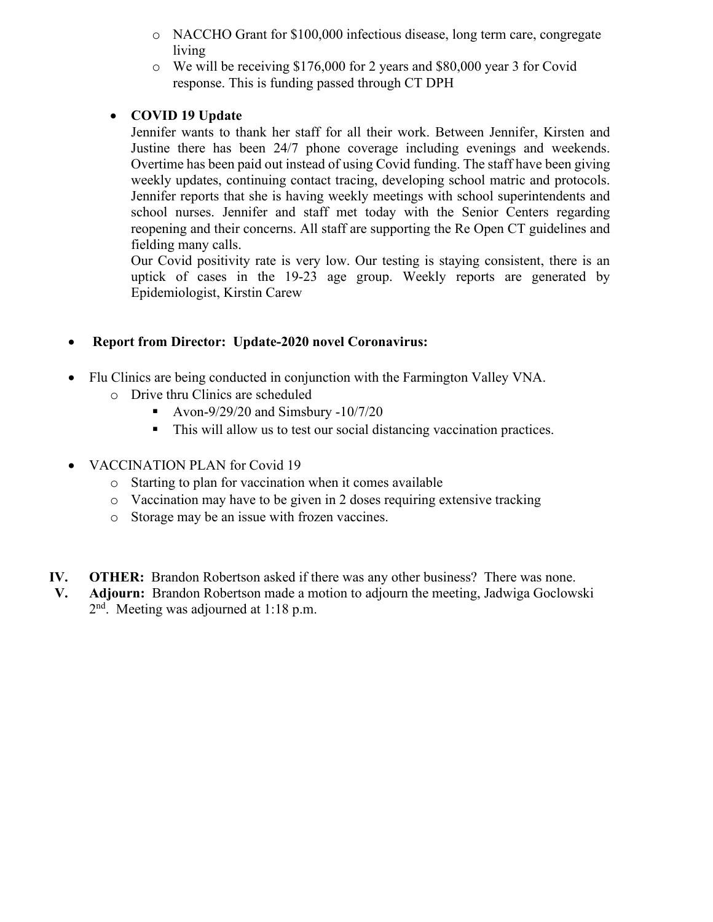- NACCHO Grant for $100,000 infectious disease, long term care, congregate living
  - We will be receiving $176,000 for 2 years and $80,000 year 3 for Covid response. This is funding passed through CT DPH

- **COVID 19 Update**

  Jennifer wants to thank her staff for all their work. Between Jennifer, Kirsten and Justine there has been 24/7 phone coverage including evenings and weekends. Overtime has been paid out instead of using Covid funding. The staff have been giving weekly updates, continuing contact tracing, developing school matric and protocols. Jennifer reports that she is having weekly meetings with school superintendents and school nurses. Jennifer and staff met today with the Senior Centers regarding reopening and their concerns. All staff are supporting the Re Open CT guidelines and fielding many calls.

  Our Covid positivity rate is very low. Our testing is staying consistent, there is an uptick of cases in the 19-23 age group. Weekly reports are generated by Epidemiologist, Kirstin Carew

- **Report from Director: Update-2020 novel Coronavirus:**

- Flu Clinics are being conducted in conjunction with the Farmington Valley VNA.
  - Drive thru Clinics are scheduled
    - Avon-9/29/20 and Simsbury -10/7/20
    - This will allow us to test our social distancing vaccination practices.

- VACCINATION PLAN for Covid 19
  - Starting to plan for vaccination when it comes available
  - Vaccination may have to be given in 2 doses requiring extensive tracking
  - Storage may be an issue with frozen vaccines.

**IV. OTHER:** Brandon Robertson asked if there was any other business? There was none.

**V. Adjourn:** Brandon Robertson made a motion to adjourn the meeting, Jadwiga Goclowski 2nd. Meeting was adjourned at 1:18 p.m.